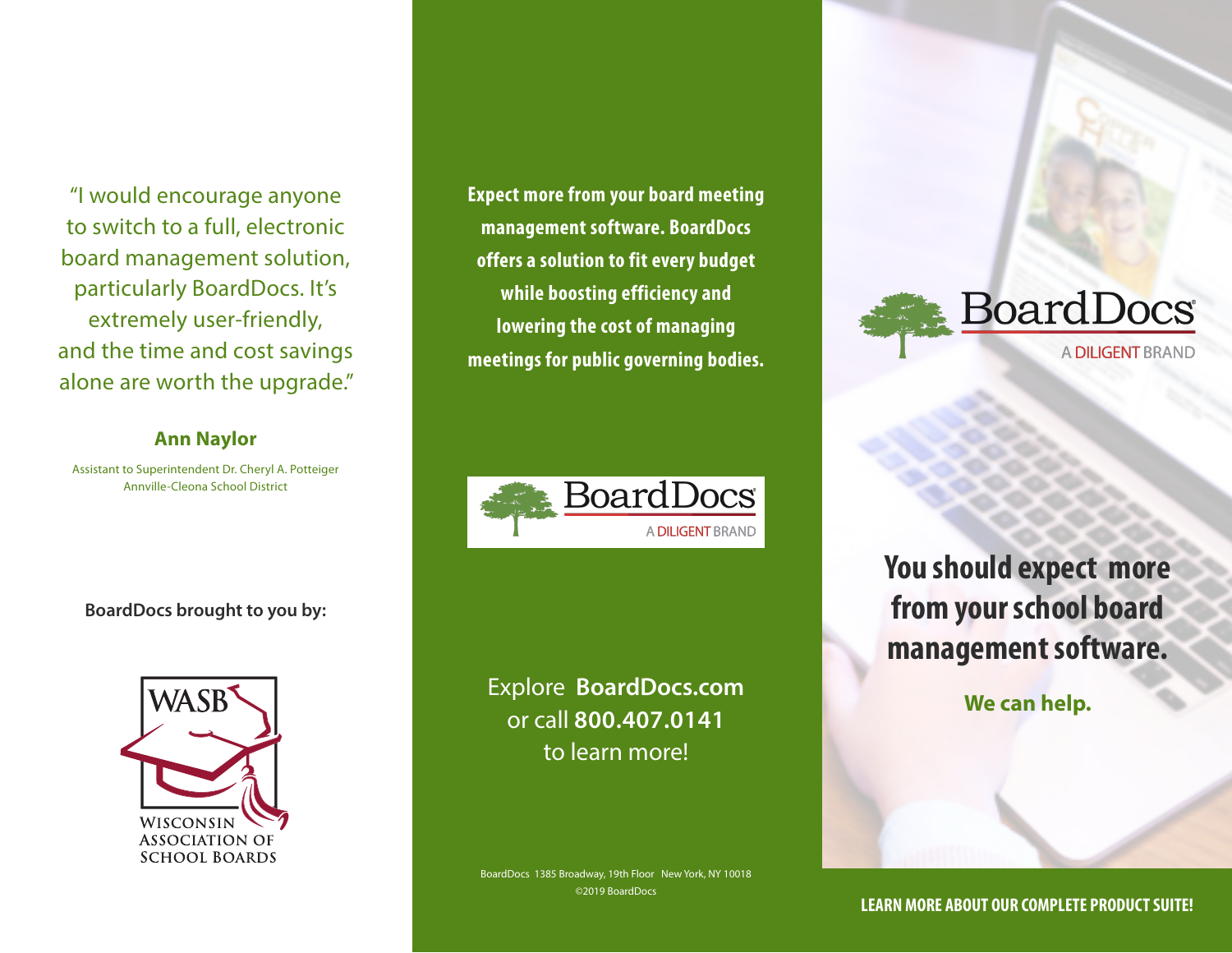"I would encourage anyone to switch to a full, electronic board management solution, particularly BoardDocs. It's extremely user-friendly, and the time and cost savings alone are worth the upgrade."

**Ann Naylor**

Assistant to Superintendent Dr. Cheryl A. Potteiger
Annville-Cleona School District

**BoardDocs brought to you by:**

WASB
WISCONSIN ASSOCIATION OF SCHOOL BOARDS

**Expect more from your board meeting management software. BoardDocs offers a solution to fit every budget while boosting efficiency and lowering the cost of managing meetings for public governing bodies.**

BoardDocs
A DILIGENT BRAND

Explore **BoardDocs.com** or call **800.407.0141** to learn more!

BoardDocs 1385 Broadway, 19th Floor New York, NY 10018
©2019 BoardDocs

BoardDocs®
A DILIGENT BRAND

# You should expect more from your school board management software.

**We can help.**

**LEARN MORE ABOUT OUR COMPLETE PRODUCT SUITE!**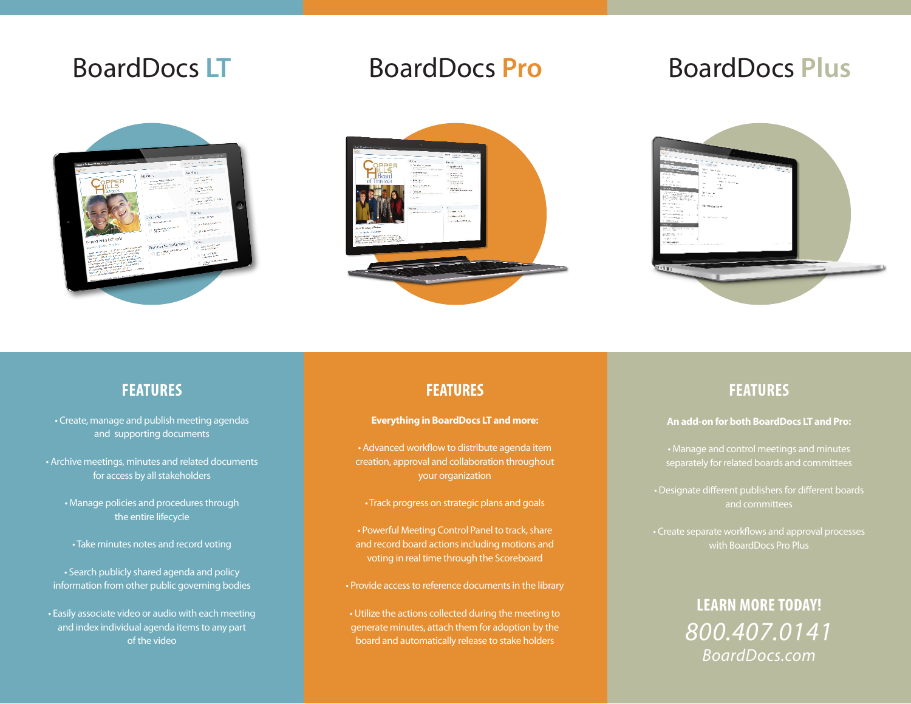# BoardDocs LT

## FEATURES

- Create, manage and publish meeting agendas and supporting documents
- Archive meetings, minutes and related documents for access by all stakeholders
- Manage policies and procedures through the entire lifecycle
- Take minutes notes and record voting
- Search publicly shared agenda and policy information from other public governing bodies
- Easily associate video or audio with each meeting and index individual agenda items to any part of the video

# BoardDocs Pro

## FEATURES

**Everything in BoardDocs LT and more:**

- Advanced workflow to distribute agenda item creation, approval and collaboration throughout your organization
- Track progress on strategic plans and goals
- Powerful Meeting Control Panel to track, share and record board actions including motions and voting in real time through the Scoreboard
- Provide access to reference documents in the library
- Utilize the actions collected during the meeting to generate minutes, attach them for adoption by the board and automatically release to stake holders

# BoardDocs Plus

## FEATURES

**An add-on for both BoardDocs LT and Pro:**

- Manage and control meetings and minutes separately for related boards and committees
- Designate different publishers for different boards and committees
- Create separate workflows and approval processes with BoardDocs Pro Plus

**LEARN MORE TODAY!**

*800.407.0141*

*BoardDocs.com*